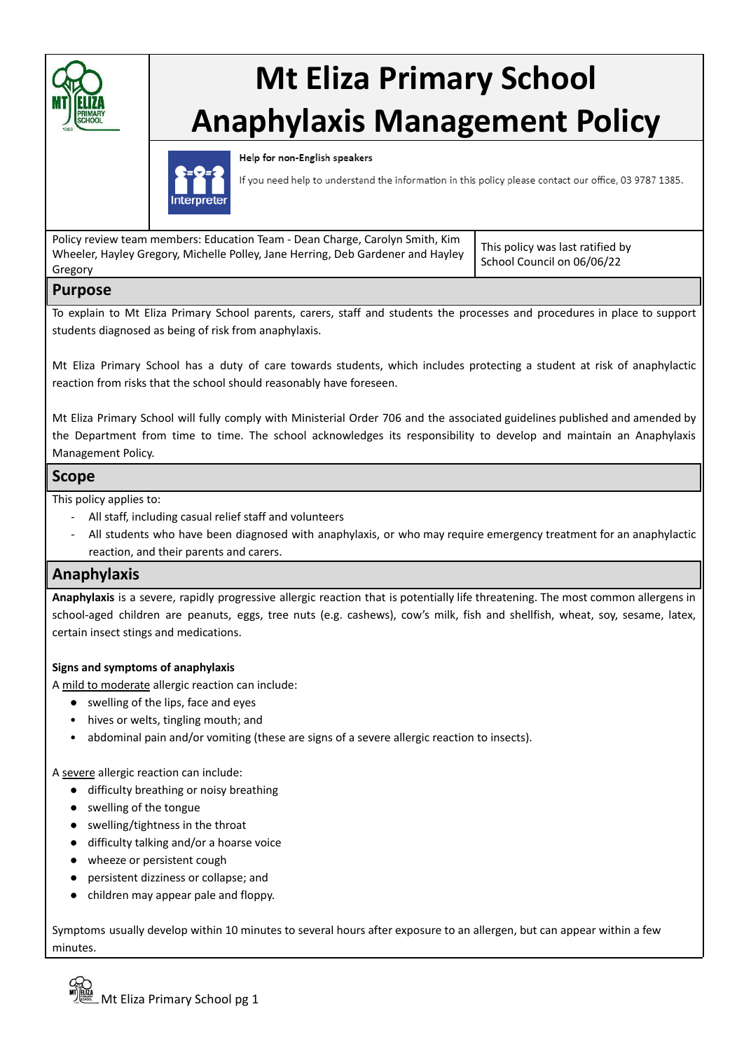# Mt Eliza Primary School Anaphylaxis Management Policy

**Help for non-English speakers**

If you need help to understand the information in this policy please contact our office, 03 9787 1385.

| Policy review team members: Education Team - Dean Charge, Carolyn Smith, Kim Wheeler, Hayley Gregory, Michelle Polley, Jane Herring, Deb Gardener and Hayley Gregory | This policy was last ratified by School Council on 06/06/22 |
|---|---|

## Purpose

To explain to Mt Eliza Primary School parents, carers, staff and students the processes and procedures in place to support students diagnosed as being of risk from anaphylaxis.

Mt Eliza Primary School has a duty of care towards students, which includes protecting a student at risk of anaphylactic reaction from risks that the school should reasonably have foreseen.

Mt Eliza Primary School will fully comply with Ministerial Order 706 and the associated guidelines published and amended by the Department from time to time. The school acknowledges its responsibility to develop and maintain an Anaphylaxis Management Policy.

## Scope

This policy applies to:

- All staff, including casual relief staff and volunteers
- All students who have been diagnosed with anaphylaxis, or who may require emergency treatment for an anaphylactic reaction, and their parents and carers.

## Anaphylaxis

**Anaphylaxis** is a severe, rapidly progressive allergic reaction that is potentially life threatening. The most common allergens in school-aged children are peanuts, eggs, tree nuts (e.g. cashews), cow's milk, fish and shellfish, wheat, soy, sesame, latex, certain insect stings and medications.

**Signs and symptoms of anaphylaxis**

A mild to moderate allergic reaction can include:

- swelling of the lips, face and eyes
- hives or welts, tingling mouth; and
- abdominal pain and/or vomiting (these are signs of a severe allergic reaction to insects).

A severe allergic reaction can include:

- difficulty breathing or noisy breathing
- swelling of the tongue
- swelling/tightness in the throat
- difficulty talking and/or a hoarse voice
- wheeze or persistent cough
- persistent dizziness or collapse; and
- children may appear pale and floppy.

Symptoms usually develop within 10 minutes to several hours after exposure to an allergen, but can appear within a few minutes.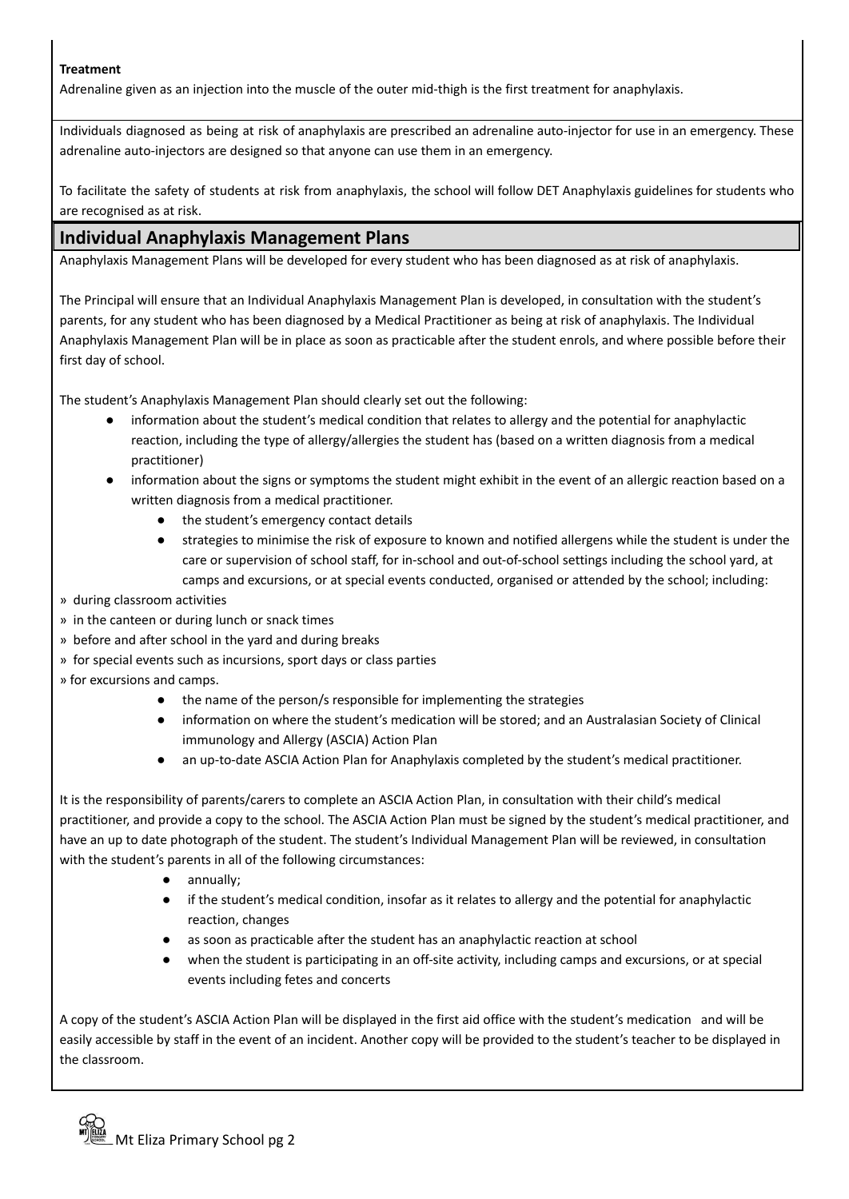**Treatment**

Adrenaline given as an injection into the muscle of the outer mid-thigh is the first treatment for anaphylaxis.

Individuals diagnosed as being at risk of anaphylaxis are prescribed an adrenaline auto-injector for use in an emergency. These adrenaline auto-injectors are designed so that anyone can use them in an emergency.

To facilitate the safety of students at risk from anaphylaxis, the school will follow DET Anaphylaxis guidelines for students who are recognised as at risk.

## Individual Anaphylaxis Management Plans

Anaphylaxis Management Plans will be developed for every student who has been diagnosed as at risk of anaphylaxis.

The Principal will ensure that an Individual Anaphylaxis Management Plan is developed, in consultation with the student's parents, for any student who has been diagnosed by a Medical Practitioner as being at risk of anaphylaxis. The Individual Anaphylaxis Management Plan will be in place as soon as practicable after the student enrols, and where possible before their first day of school.

The student's Anaphylaxis Management Plan should clearly set out the following:

- information about the student's medical condition that relates to allergy and the potential for anaphylactic reaction, including the type of allergy/allergies the student has (based on a written diagnosis from a medical practitioner)
- information about the signs or symptoms the student might exhibit in the event of an allergic reaction based on a written diagnosis from a medical practitioner.
    - the student's emergency contact details
    - strategies to minimise the risk of exposure to known and notified allergens while the student is under the care or supervision of school staff, for in-school and out-of-school settings including the school yard, at camps and excursions, or at special events conducted, organised or attended by the school; including:

» during classroom activities
» in the canteen or during lunch or snack times
» before and after school in the yard and during breaks
» for special events such as incursions, sport days or class parties
» for excursions and camps.

- the name of the person/s responsible for implementing the strategies
- information on where the student's medication will be stored; and an Australasian Society of Clinical immunology and Allergy (ASCIA) Action Plan
- an up-to-date ASCIA Action Plan for Anaphylaxis completed by the student's medical practitioner.

It is the responsibility of parents/carers to complete an ASCIA Action Plan, in consultation with their child's medical practitioner, and provide a copy to the school. The ASCIA Action Plan must be signed by the student's medical practitioner, and have an up to date photograph of the student. The student's Individual Management Plan will be reviewed, in consultation with the student's parents in all of the following circumstances:

- annually;
- if the student's medical condition, insofar as it relates to allergy and the potential for anaphylactic reaction, changes
- as soon as practicable after the student has an anaphylactic reaction at school
- when the student is participating in an off-site activity, including camps and excursions, or at special events including fetes and concerts

A copy of the student's ASCIA Action Plan will be displayed in the first aid office with the student's medication and will be easily accessible by staff in the event of an incident. Another copy will be provided to the student's teacher to be displayed in the classroom.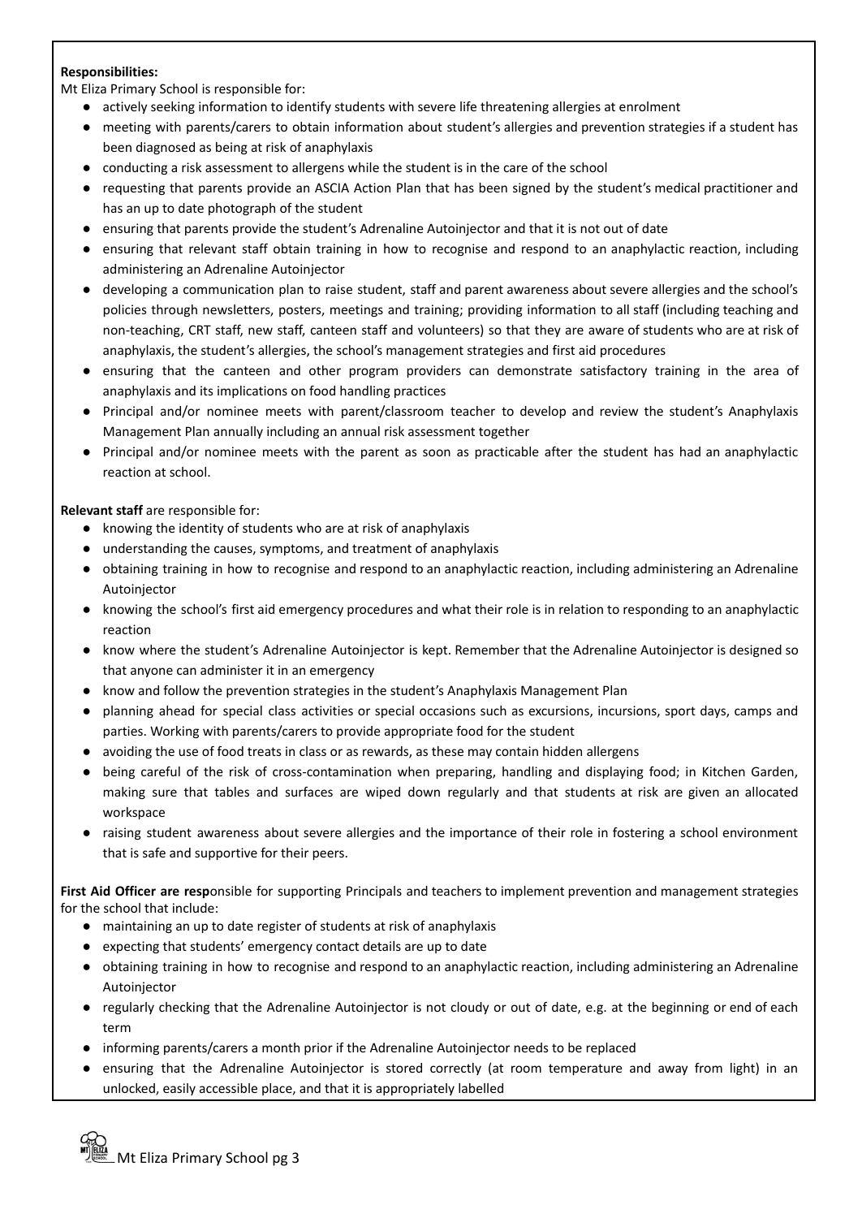**Responsibilities:**

Mt Eliza Primary School is responsible for:

- actively seeking information to identify students with severe life threatening allergies at enrolment
- meeting with parents/carers to obtain information about student's allergies and prevention strategies if a student has been diagnosed as being at risk of anaphylaxis
- conducting a risk assessment to allergens while the student is in the care of the school
- requesting that parents provide an ASCIA Action Plan that has been signed by the student's medical practitioner and has an up to date photograph of the student
- ensuring that parents provide the student's Adrenaline Autoinjector and that it is not out of date
- ensuring that relevant staff obtain training in how to recognise and respond to an anaphylactic reaction, including administering an Adrenaline Autoinjector
- developing a communication plan to raise student, staff and parent awareness about severe allergies and the school's policies through newsletters, posters, meetings and training; providing information to all staff (including teaching and non-teaching, CRT staff, new staff, canteen staff and volunteers) so that they are aware of students who are at risk of anaphylaxis, the student's allergies, the school's management strategies and first aid procedures
- ensuring that the canteen and other program providers can demonstrate satisfactory training in the area of anaphylaxis and its implications on food handling practices
- Principal and/or nominee meets with parent/classroom teacher to develop and review the student's Anaphylaxis Management Plan annually including an annual risk assessment together
- Principal and/or nominee meets with the parent as soon as practicable after the student has had an anaphylactic reaction at school.

**Relevant staff** are responsible for:

- knowing the identity of students who are at risk of anaphylaxis
- understanding the causes, symptoms, and treatment of anaphylaxis
- obtaining training in how to recognise and respond to an anaphylactic reaction, including administering an Adrenaline Autoinjector
- knowing the school's first aid emergency procedures and what their role is in relation to responding to an anaphylactic reaction
- know where the student's Adrenaline Autoinjector is kept. Remember that the Adrenaline Autoinjector is designed so that anyone can administer it in an emergency
- know and follow the prevention strategies in the student's Anaphylaxis Management Plan
- planning ahead for special class activities or special occasions such as excursions, incursions, sport days, camps and parties. Working with parents/carers to provide appropriate food for the student
- avoiding the use of food treats in class or as rewards, as these may contain hidden allergens
- being careful of the risk of cross-contamination when preparing, handling and displaying food; in Kitchen Garden, making sure that tables and surfaces are wiped down regularly and that students at risk are given an allocated workspace
- raising student awareness about severe allergies and the importance of their role in fostering a school environment that is safe and supportive for their peers.

**First Aid Officer are resp**onsible for supporting Principals and teachers to implement prevention and management strategies for the school that include:

- maintaining an up to date register of students at risk of anaphylaxis
- expecting that students' emergency contact details are up to date
- obtaining training in how to recognise and respond to an anaphylactic reaction, including administering an Adrenaline Autoinjector
- regularly checking that the Adrenaline Autoinjector is not cloudy or out of date, e.g. at the beginning or end of each term
- informing parents/carers a month prior if the Adrenaline Autoinjector needs to be replaced
- ensuring that the Adrenaline Autoinjector is stored correctly (at room temperature and away from light) in an unlocked, easily accessible place, and that it is appropriately labelled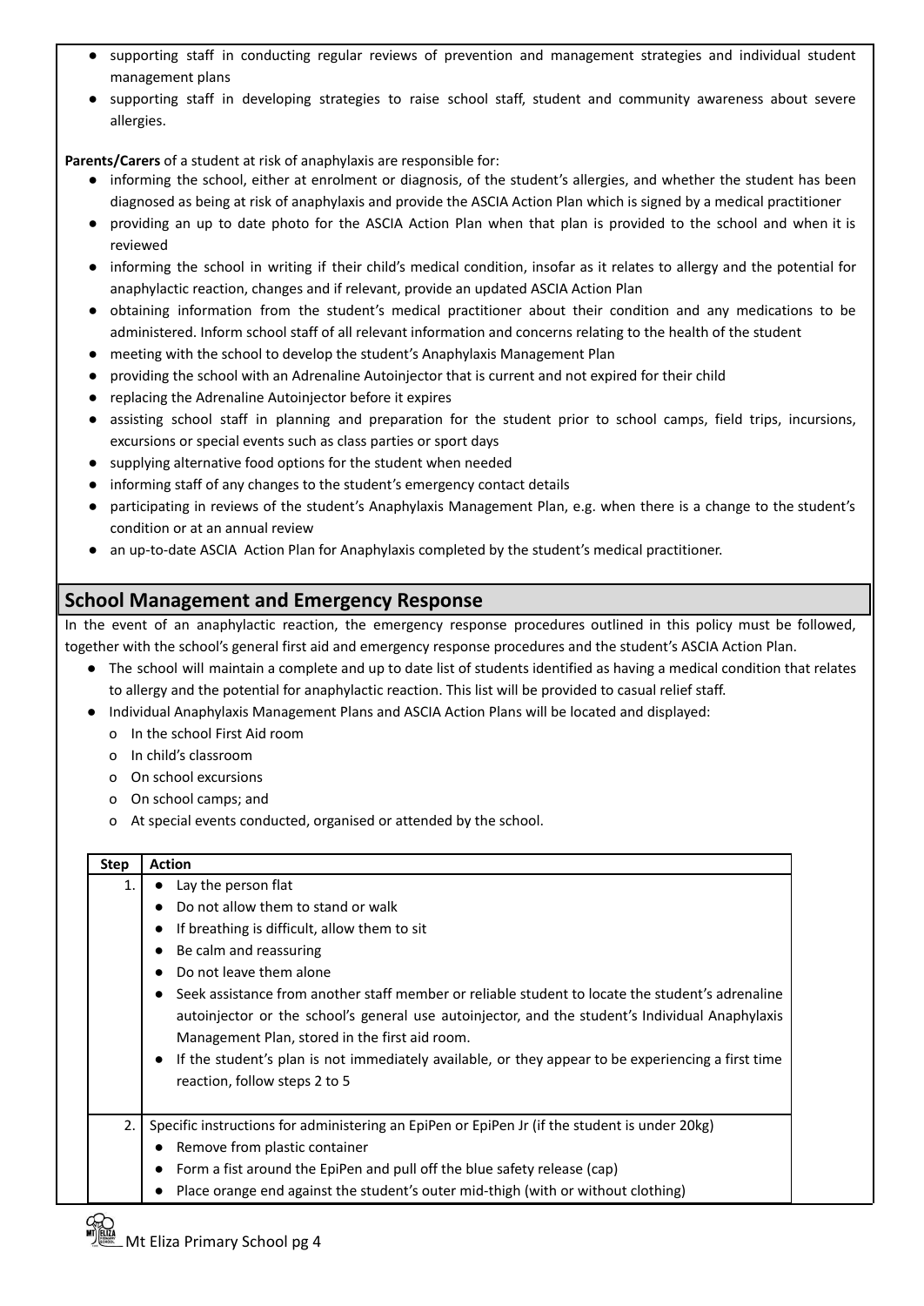- supporting staff in conducting regular reviews of prevention and management strategies and individual student management plans
- supporting staff in developing strategies to raise school staff, student and community awareness about severe allergies.

**Parents/Carers** of a student at risk of anaphylaxis are responsible for:

- informing the school, either at enrolment or diagnosis, of the student's allergies, and whether the student has been diagnosed as being at risk of anaphylaxis and provide the ASCIA Action Plan which is signed by a medical practitioner
- providing an up to date photo for the ASCIA Action Plan when that plan is provided to the school and when it is reviewed
- informing the school in writing if their child's medical condition, insofar as it relates to allergy and the potential for anaphylactic reaction, changes and if relevant, provide an updated ASCIA Action Plan
- obtaining information from the student's medical practitioner about their condition and any medications to be administered. Inform school staff of all relevant information and concerns relating to the health of the student
- meeting with the school to develop the student's Anaphylaxis Management Plan
- providing the school with an Adrenaline Autoinjector that is current and not expired for their child
- replacing the Adrenaline Autoinjector before it expires
- assisting school staff in planning and preparation for the student prior to school camps, field trips, incursions, excursions or special events such as class parties or sport days
- supplying alternative food options for the student when needed
- informing staff of any changes to the student's emergency contact details
- participating in reviews of the student's Anaphylaxis Management Plan, e.g. when there is a change to the student's condition or at an annual review
- an up-to-date ASCIA Action Plan for Anaphylaxis completed by the student's medical practitioner.

## School Management and Emergency Response

In the event of an anaphylactic reaction, the emergency response procedures outlined in this policy must be followed, together with the school's general first aid and emergency response procedures and the student's ASCIA Action Plan.

- The school will maintain a complete and up to date list of students identified as having a medical condition that relates to allergy and the potential for anaphylactic reaction. This list will be provided to casual relief staff.
- Individual Anaphylaxis Management Plans and ASCIA Action Plans will be located and displayed:
  - o In the school First Aid room
  - o In child's classroom
  - o On school excursions
  - o On school camps; and
  - o At special events conducted, organised or attended by the school.

| Step | Action |
|---|---|
| 1. | • Lay the person flat<br>• Do not allow them to stand or walk<br>• If breathing is difficult, allow them to sit<br>• Be calm and reassuring<br>• Do not leave them alone<br>• Seek assistance from another staff member or reliable student to locate the student's adrenaline autoinjector or the school's general use autoinjector, and the student's Individual Anaphylaxis Management Plan, stored in the first aid room.<br>• If the student's plan is not immediately available, or they appear to be experiencing a first time reaction, follow steps 2 to 5 |
| 2. | Specific instructions for administering an EpiPen or EpiPen Jr (if the student is under 20kg)<br>• Remove from plastic container<br>• Form a fist around the EpiPen and pull off the blue safety release (cap)<br>• Place orange end against the student's outer mid-thigh (with or without clothing) |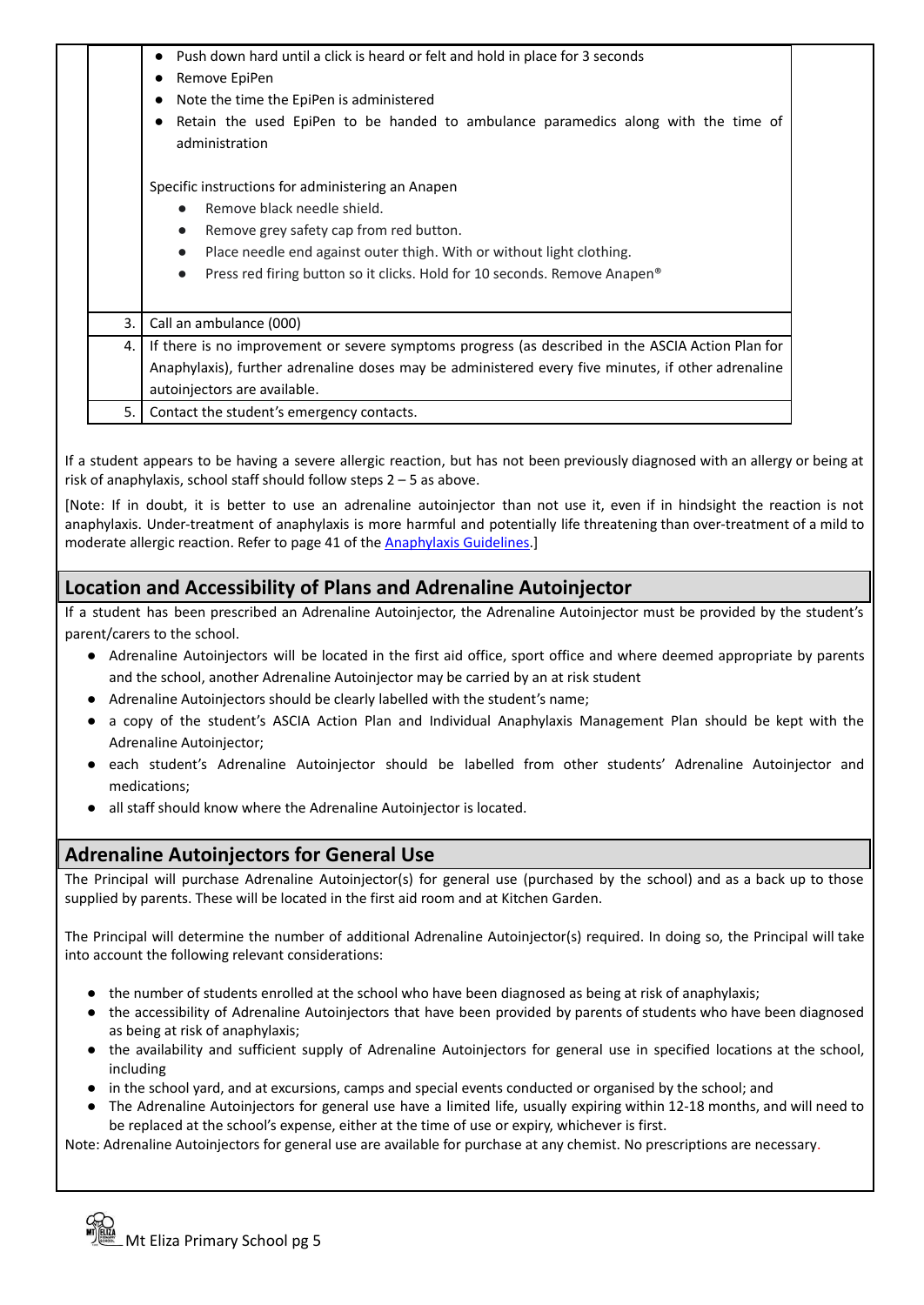| | |
|---|---|
| | • Push down hard until a click is heard or felt and hold in place for 3 seconds<br>• Remove EpiPen<br>• Note the time the EpiPen is administered<br>• Retain the used EpiPen to be handed to ambulance paramedics along with the time of administration<br><br>Specific instructions for administering an Anapen<br>• Remove black needle shield.<br>• Remove grey safety cap from red button.<br>• Place needle end against outer thigh. With or without light clothing.<br>• Press red firing button so it clicks. Hold for 10 seconds. Remove Anapen® |
| 3. | Call an ambulance (000) |
| 4. | If there is no improvement or severe symptoms progress (as described in the ASCIA Action Plan for Anaphylaxis), further adrenaline doses may be administered every five minutes, if other adrenaline autoinjectors are available. |
| 5. | Contact the student's emergency contacts. |

If a student appears to be having a severe allergic reaction, but has not been previously diagnosed with an allergy or being at risk of anaphylaxis, school staff should follow steps 2 – 5 as above.

[Note: If in doubt, it is better to use an adrenaline autoinjector than not use it, even if in hindsight the reaction is not anaphylaxis. Under-treatment of anaphylaxis is more harmful and potentially life threatening than over-treatment of a mild to moderate allergic reaction. Refer to page 41 of the Anaphylaxis Guidelines.]

## Location and Accessibility of Plans and Adrenaline Autoinjector

If a student has been prescribed an Adrenaline Autoinjector, the Adrenaline Autoinjector must be provided by the student's parent/carers to the school.

- Adrenaline Autoinjectors will be located in the first aid office, sport office and where deemed appropriate by parents and the school, another Adrenaline Autoinjector may be carried by an at risk student
- Adrenaline Autoinjectors should be clearly labelled with the student's name;
- a copy of the student's ASCIA Action Plan and Individual Anaphylaxis Management Plan should be kept with the Adrenaline Autoinjector;
- each student's Adrenaline Autoinjector should be labelled from other students' Adrenaline Autoinjector and medications;
- all staff should know where the Adrenaline Autoinjector is located.

## Adrenaline Autoinjectors for General Use

The Principal will purchase Adrenaline Autoinjector(s) for general use (purchased by the school) and as a back up to those supplied by parents. These will be located in the first aid room and at Kitchen Garden.

The Principal will determine the number of additional Adrenaline Autoinjector(s) required. In doing so, the Principal will take into account the following relevant considerations:

- the number of students enrolled at the school who have been diagnosed as being at risk of anaphylaxis;
- the accessibility of Adrenaline Autoinjectors that have been provided by parents of students who have been diagnosed as being at risk of anaphylaxis;
- the availability and sufficient supply of Adrenaline Autoinjectors for general use in specified locations at the school, including
- in the school yard, and at excursions, camps and special events conducted or organised by the school; and
- The Adrenaline Autoinjectors for general use have a limited life, usually expiring within 12-18 months, and will need to be replaced at the school's expense, either at the time of use or expiry, whichever is first.

Note: Adrenaline Autoinjectors for general use are available for purchase at any chemist. No prescriptions are necessary.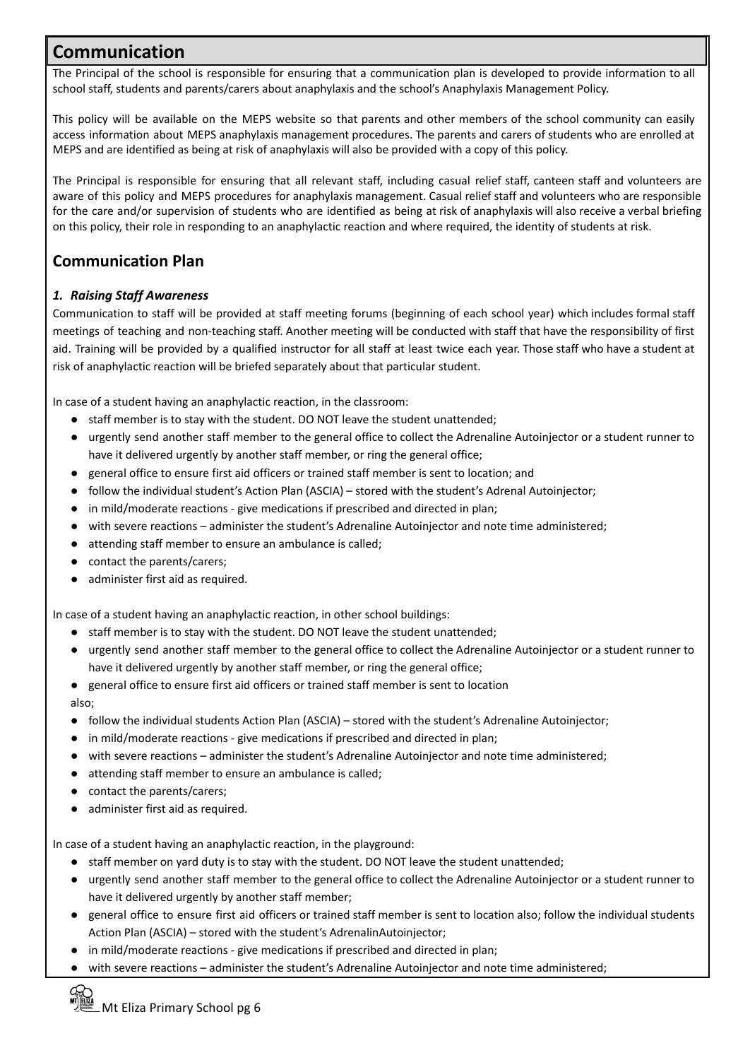## Communication

The Principal of the school is responsible for ensuring that a communication plan is developed to provide information to all school staff, students and parents/carers about anaphylaxis and the school's Anaphylaxis Management Policy.

This policy will be available on the MEPS website so that parents and other members of the school community can easily access information about MEPS anaphylaxis management procedures. The parents and carers of students who are enrolled at MEPS and are identified as being at risk of anaphylaxis will also be provided with a copy of this policy.

The Principal is responsible for ensuring that all relevant staff, including casual relief staff, canteen staff and volunteers are aware of this policy and MEPS procedures for anaphylaxis management. Casual relief staff and volunteers who are responsible for the care and/or supervision of students who are identified as being at risk of anaphylaxis will also receive a verbal briefing on this policy, their role in responding to an anaphylactic reaction and where required, the identity of students at risk.

### Communication Plan

#### *1. Raising Staff Awareness*

Communication to staff will be provided at staff meeting forums (beginning of each school year) which includes formal staff meetings of teaching and non-teaching staff. Another meeting will be conducted with staff that have the responsibility of first aid. Training will be provided by a qualified instructor for all staff at least twice each year. Those staff who have a student at risk of anaphylactic reaction will be briefed separately about that particular student.

In case of a student having an anaphylactic reaction, in the classroom:

- staff member is to stay with the student. DO NOT leave the student unattended;
- urgently send another staff member to the general office to collect the Adrenaline Autoinjector or a student runner to have it delivered urgently by another staff member, or ring the general office;
- general office to ensure first aid officers or trained staff member is sent to location; and
- follow the individual student's Action Plan (ASCIA) – stored with the student's Adrenal Autoinjector;
- in mild/moderate reactions - give medications if prescribed and directed in plan;
- with severe reactions – administer the student's Adrenaline Autoinjector and note time administered;
- attending staff member to ensure an ambulance is called;
- contact the parents/carers;
- administer first aid as required.

In case of a student having an anaphylactic reaction, in other school buildings:

- staff member is to stay with the student. DO NOT leave the student unattended;
- urgently send another staff member to the general office to collect the Adrenaline Autoinjector or a student runner to have it delivered urgently by another staff member, or ring the general office;
- general office to ensure first aid officers or trained staff member is sent to location also;
- follow the individual students Action Plan (ASCIA) – stored with the student's Adrenaline Autoinjector;
- in mild/moderate reactions - give medications if prescribed and directed in plan;
- with severe reactions – administer the student's Adrenaline Autoinjector and note time administered;
- attending staff member to ensure an ambulance is called;
- contact the parents/carers;
- administer first aid as required.

In case of a student having an anaphylactic reaction, in the playground:

- staff member on yard duty is to stay with the student. DO NOT leave the student unattended;
- urgently send another staff member to the general office to collect the Adrenaline Autoinjector or a student runner to have it delivered urgently by another staff member;
- general office to ensure first aid officers or trained staff member is sent to location also; follow the individual students Action Plan (ASCIA) – stored with the student's AdrenalinAutoinjector;
- in mild/moderate reactions - give medications if prescribed and directed in plan;
- with severe reactions – administer the student's Adrenaline Autoinjector and note time administered;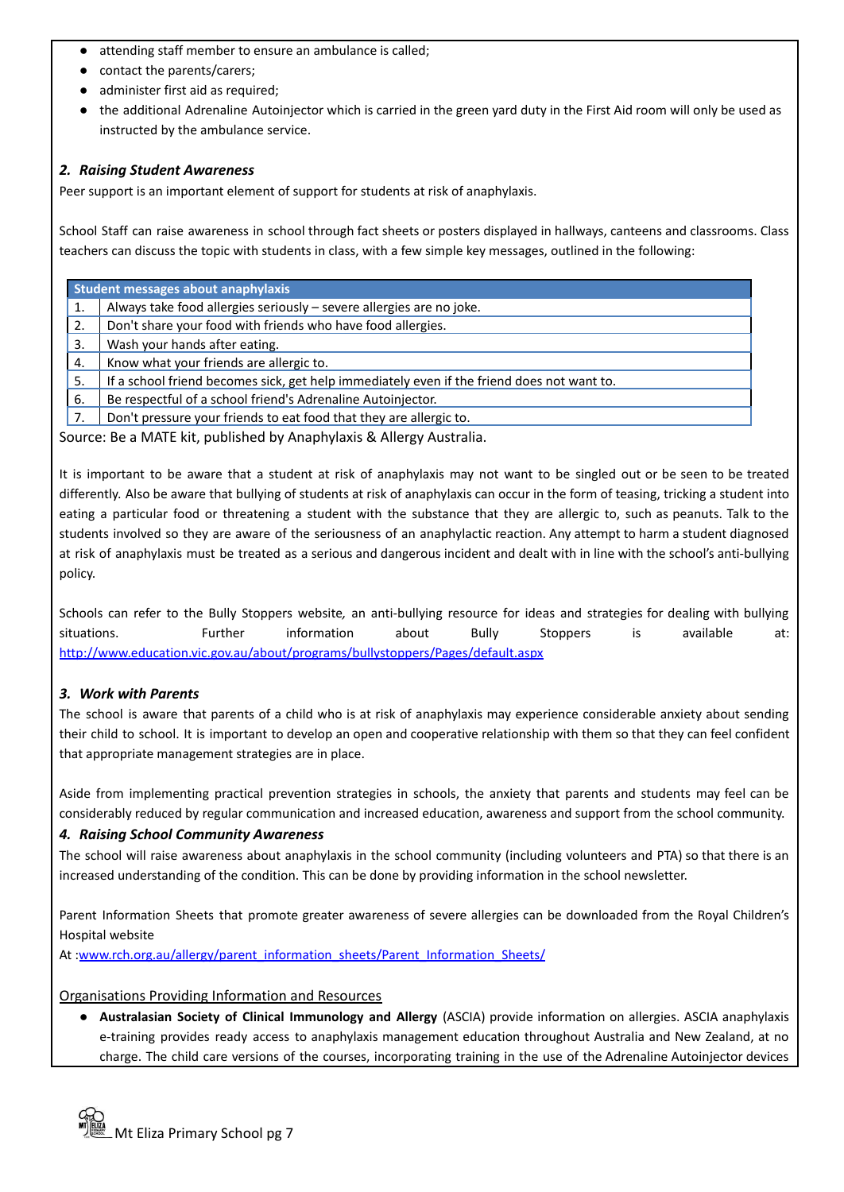- attending staff member to ensure an ambulance is called;
- contact the parents/carers;
- administer first aid as required;
- the additional Adrenaline Autoinjector which is carried in the green yard duty in the First Aid room will only be used as instructed by the ambulance service.

### *2. Raising Student Awareness*

Peer support is an important element of support for students at risk of anaphylaxis.

School Staff can raise awareness in school through fact sheets or posters displayed in hallways, canteens and classrooms. Class teachers can discuss the topic with students in class, with a few simple key messages, outlined in the following:

| Student messages about anaphylaxis | |
|---|---|
| 1. | Always take food allergies seriously – severe allergies are no joke. |
| 2. | Don't share your food with friends who have food allergies. |
| 3. | Wash your hands after eating. |
| 4. | Know what your friends are allergic to. |
| 5. | If a school friend becomes sick, get help immediately even if the friend does not want to. |
| 6. | Be respectful of a school friend's Adrenaline Autoinjector. |
| 7. | Don't pressure your friends to eat food that they are allergic to. |

Source: Be a MATE kit, published by Anaphylaxis & Allergy Australia.

It is important to be aware that a student at risk of anaphylaxis may not want to be singled out or be seen to be treated differently. Also be aware that bullying of students at risk of anaphylaxis can occur in the form of teasing, tricking a student into eating a particular food or threatening a student with the substance that they are allergic to, such as peanuts. Talk to the students involved so they are aware of the seriousness of an anaphylactic reaction. Any attempt to harm a student diagnosed at risk of anaphylaxis must be treated as a serious and dangerous incident and dealt with in line with the school's anti-bullying policy.

Schools can refer to the Bully Stoppers website, an anti-bullying resource for ideas and strategies for dealing with bullying situations. Further information about Bully Stoppers is available at: http://www.education.vic.gov.au/about/programs/bullystoppers/Pages/default.aspx

### *3. Work with Parents*

The school is aware that parents of a child who is at risk of anaphylaxis may experience considerable anxiety about sending their child to school. It is important to develop an open and cooperative relationship with them so that they can feel confident that appropriate management strategies are in place.

Aside from implementing practical prevention strategies in schools, the anxiety that parents and students may feel can be considerably reduced by regular communication and increased education, awareness and support from the school community.

### *4. Raising School Community Awareness*

The school will raise awareness about anaphylaxis in the school community (including volunteers and PTA) so that there is an increased understanding of the condition. This can be done by providing information in the school newsletter.

Parent Information Sheets that promote greater awareness of severe allergies can be downloaded from the Royal Children's Hospital website
At :www.rch.org.au/allergy/parent_information_sheets/Parent_Information_Sheets/

Organisations Providing Information and Resources

- **Australasian Society of Clinical Immunology and Allergy** (ASCIA) provide information on allergies. ASCIA anaphylaxis e-training provides ready access to anaphylaxis management education throughout Australia and New Zealand, at no charge. The child care versions of the courses, incorporating training in the use of the Adrenaline Autoinjector devices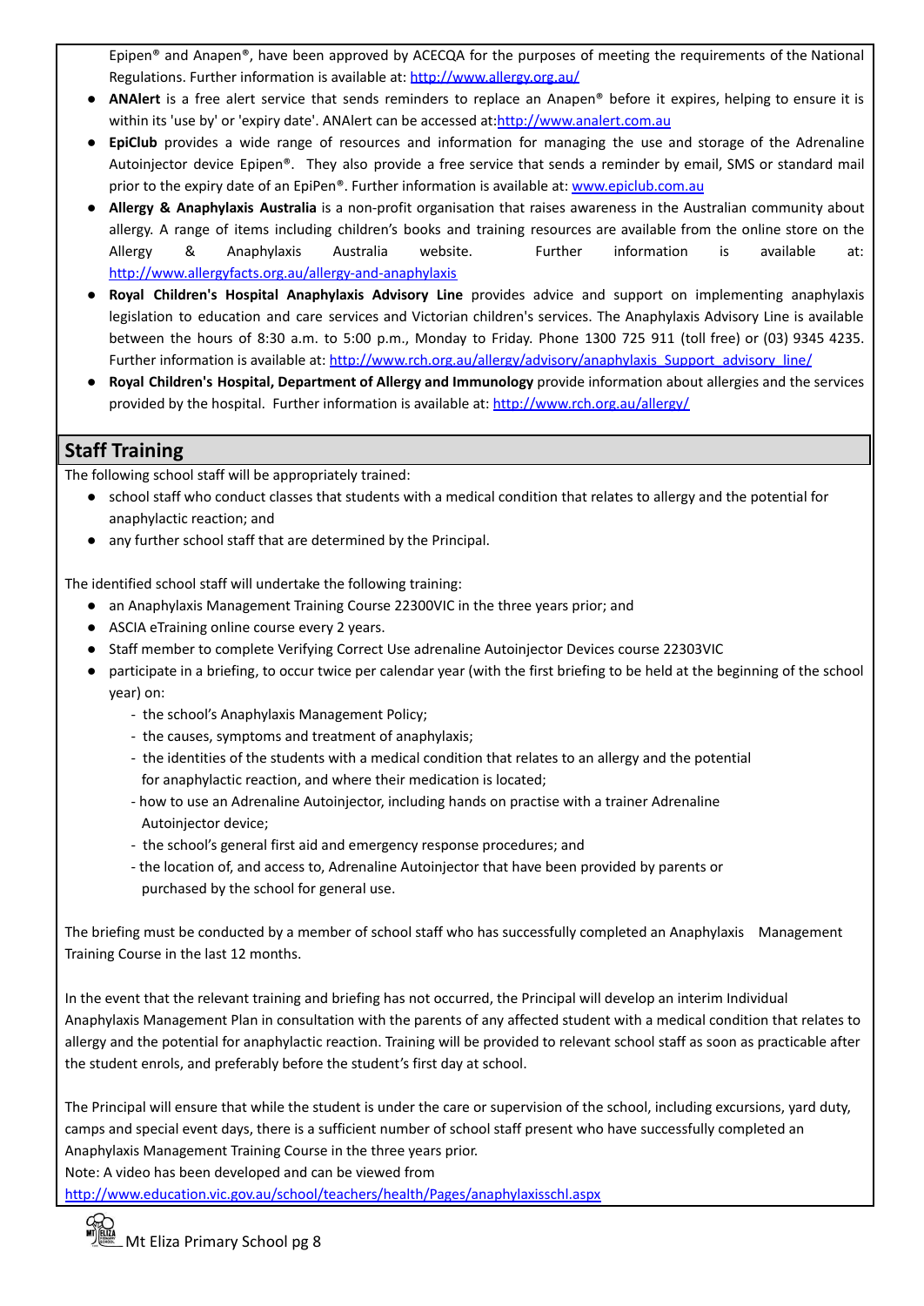Epipen® and Anapen®, have been approved by ACECQA for the purposes of meeting the requirements of the National Regulations. Further information is available at: http://www.allergy.org.au/

- **ANAlert** is a free alert service that sends reminders to replace an Anapen® before it expires, helping to ensure it is within its 'use by' or 'expiry date'. ANAlert can be accessed at:http://www.analert.com.au
- **EpiClub** provides a wide range of resources and information for managing the use and storage of the Adrenaline Autoinjector device Epipen®. They also provide a free service that sends a reminder by email, SMS or standard mail prior to the expiry date of an EpiPen®. Further information is available at: www.epiclub.com.au
- **Allergy & Anaphylaxis Australia** is a non-profit organisation that raises awareness in the Australian community about allergy. A range of items including children's books and training resources are available from the online store on the Allergy & Anaphylaxis Australia website. Further information is available at: http://www.allergyfacts.org.au/allergy-and-anaphylaxis
- **Royal Children's Hospital Anaphylaxis Advisory Line** provides advice and support on implementing anaphylaxis legislation to education and care services and Victorian children's services. The Anaphylaxis Advisory Line is available between the hours of 8:30 a.m. to 5:00 p.m., Monday to Friday. Phone 1300 725 911 (toll free) or (03) 9345 4235. Further information is available at: http://www.rch.org.au/allergy/advisory/anaphylaxis_Support_advisory_line/
- **Royal Children's Hospital, Department of Allergy and Immunology** provide information about allergies and the services provided by the hospital. Further information is available at: http://www.rch.org.au/allergy/

## Staff Training

The following school staff will be appropriately trained:

- school staff who conduct classes that students with a medical condition that relates to allergy and the potential for anaphylactic reaction; and
- any further school staff that are determined by the Principal.

The identified school staff will undertake the following training:

- an Anaphylaxis Management Training Course 22300VIC in the three years prior; and
- ASCIA eTraining online course every 2 years.
- Staff member to complete Verifying Correct Use adrenaline Autoinjector Devices course 22303VIC
- participate in a briefing, to occur twice per calendar year (with the first briefing to be held at the beginning of the school year) on:
  - the school's Anaphylaxis Management Policy;
  - the causes, symptoms and treatment of anaphylaxis;
  - the identities of the students with a medical condition that relates to an allergy and the potential for anaphylactic reaction, and where their medication is located;
  - how to use an Adrenaline Autoinjector, including hands on practise with a trainer Adrenaline Autoinjector device;
  - the school's general first aid and emergency response procedures; and
  - the location of, and access to, Adrenaline Autoinjector that have been provided by parents or purchased by the school for general use.

The briefing must be conducted by a member of school staff who has successfully completed an Anaphylaxis Management Training Course in the last 12 months.

In the event that the relevant training and briefing has not occurred, the Principal will develop an interim Individual Anaphylaxis Management Plan in consultation with the parents of any affected student with a medical condition that relates to allergy and the potential for anaphylactic reaction. Training will be provided to relevant school staff as soon as practicable after the student enrols, and preferably before the student's first day at school.

The Principal will ensure that while the student is under the care or supervision of the school, including excursions, yard duty, camps and special event days, there is a sufficient number of school staff present who have successfully completed an Anaphylaxis Management Training Course in the three years prior.
Note: A video has been developed and can be viewed from
http://www.education.vic.gov.au/school/teachers/health/Pages/anaphylaxisschl.aspx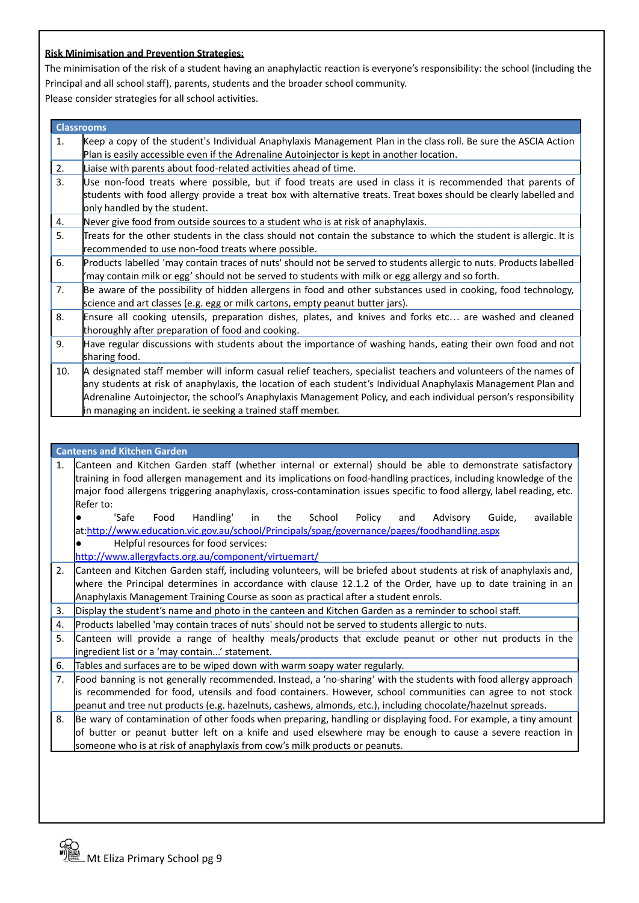**Risk Minimisation and Prevention Strategies:**

The minimisation of the risk of a student having an anaphylactic reaction is everyone's responsibility: the school (including the Principal and all school staff), parents, students and the broader school community.

Please consider strategies for all school activities.

| Classrooms | |
|---|---|
| 1. | Keep a copy of the student's Individual Anaphylaxis Management Plan in the class roll. Be sure the ASCIA Action Plan is easily accessible even if the Adrenaline Autoinjector is kept in another location. |
| 2. | Liaise with parents about food-related activities ahead of time. |
| 3. | Use non-food treats where possible, but if food treats are used in class it is recommended that parents of students with food allergy provide a treat box with alternative treats. Treat boxes should be clearly labelled and only handled by the student. |
| 4. | Never give food from outside sources to a student who is at risk of anaphylaxis. |
| 5. | Treats for the other students in the class should not contain the substance to which the student is allergic. It is recommended to use non-food treats where possible. |
| 6. | Products labelled 'may contain traces of nuts' should not be served to students allergic to nuts. Products labelled 'may contain milk or egg' should not be served to students with milk or egg allergy and so forth. |
| 7. | Be aware of the possibility of hidden allergens in food and other substances used in cooking, food technology, science and art classes (e.g. egg or milk cartons, empty peanut butter jars). |
| 8. | Ensure all cooking utensils, preparation dishes, plates, and knives and forks etc… are washed and cleaned thoroughly after preparation of food and cooking. |
| 9. | Have regular discussions with students about the importance of washing hands, eating their own food and not sharing food. |
| 10. | A designated staff member will inform casual relief teachers, specialist teachers and volunteers of the names of any students at risk of anaphylaxis, the location of each student's Individual Anaphylaxis Management Plan and Adrenaline Autoinjector, the school's Anaphylaxis Management Policy, and each individual person's responsibility in managing an incident. ie seeking a trained staff member. |

| Canteens and Kitchen Garden | |
|---|---|
| 1. | Canteen and Kitchen Garden staff (whether internal or external) should be able to demonstrate satisfactory training in food allergen management and its implications on food-handling practices, including knowledge of the major food allergens triggering anaphylaxis, cross-contamination issues specific to food allergy, label reading, etc. Refer to: <br>● 'Safe Food Handling' in the School Policy and Advisory Guide, available at:http://www.education.vic.gov.au/school/Principals/spag/governance/pages/foodhandling.aspx <br>● Helpful resources for food services: http://www.allergyfacts.org.au/component/virtuemart/ |
| 2. | Canteen and Kitchen Garden staff, including volunteers, will be briefed about students at risk of anaphylaxis and, where the Principal determines in accordance with clause 12.1.2 of the Order, have up to date training in an Anaphylaxis Management Training Course as soon as practical after a student enrols. |
| 3. | Display the student's name and photo in the canteen and Kitchen Garden as a reminder to school staff. |
| 4. | Products labelled 'may contain traces of nuts' should not be served to students allergic to nuts. |
| 5. | Canteen will provide a range of healthy meals/products that exclude peanut or other nut products in the ingredient list or a 'may contain...' statement. |
| 6. | Tables and surfaces are to be wiped down with warm soapy water regularly. |
| 7. | Food banning is not generally recommended. Instead, a 'no-sharing' with the students with food allergy approach is recommended for food, utensils and food containers. However, school communities can agree to not stock peanut and tree nut products (e.g. hazelnuts, cashews, almonds, etc.), including chocolate/hazelnut spreads. |
| 8. | Be wary of contamination of other foods when preparing, handling or displaying food. For example, a tiny amount of butter or peanut butter left on a knife and used elsewhere may be enough to cause a severe reaction in someone who is at risk of anaphylaxis from cow's milk products or peanuts. |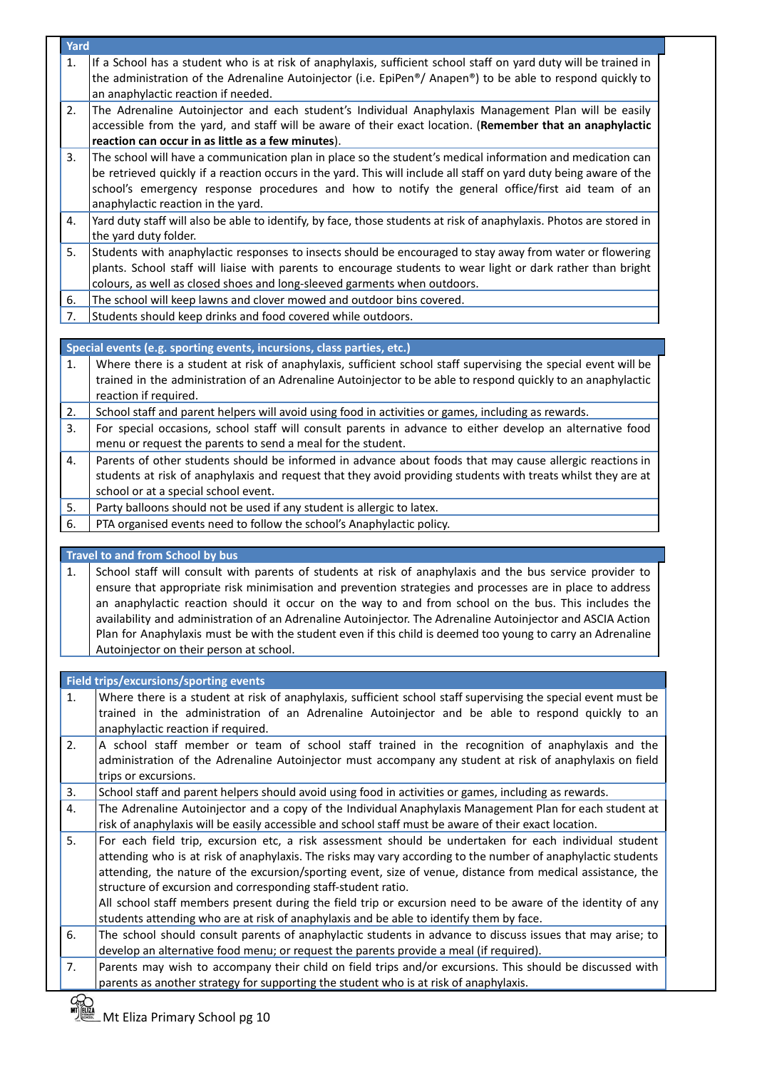| Yard | |
|---|---|
| 1. | If a School has a student who is at risk of anaphylaxis, sufficient school staff on yard duty will be trained in the administration of the Adrenaline Autoinjector (i.e. EpiPen®/ Anapen®) to be able to respond quickly to an anaphylactic reaction if needed. |
| 2. | The Adrenaline Autoinjector and each student's Individual Anaphylaxis Management Plan will be easily accessible from the yard, and staff will be aware of their exact location. (**Remember that an anaphylactic reaction can occur in as little as a few minutes**). |
| 3. | The school will have a communication plan in place so the student's medical information and medication can be retrieved quickly if a reaction occurs in the yard. This will include all staff on yard duty being aware of the school's emergency response procedures and how to notify the general office/first aid team of an anaphylactic reaction in the yard. |
| 4. | Yard duty staff will also be able to identify, by face, those students at risk of anaphylaxis. Photos are stored in the yard duty folder. |
| 5. | Students with anaphylactic responses to insects should be encouraged to stay away from water or flowering plants. School staff will liaise with parents to encourage students to wear light or dark rather than bright colours, as well as closed shoes and long-sleeved garments when outdoors. |
| 6. | The school will keep lawns and clover mowed and outdoor bins covered. |
| 7. | Students should keep drinks and food covered while outdoors. |

| Special events (e.g. sporting events, incursions, class parties, etc.) | |
|---|---|
| 1. | Where there is a student at risk of anaphylaxis, sufficient school staff supervising the special event will be trained in the administration of an Adrenaline Autoinjector to be able to respond quickly to an anaphylactic reaction if required. |
| 2. | School staff and parent helpers will avoid using food in activities or games, including as rewards. |
| 3. | For special occasions, school staff will consult parents in advance to either develop an alternative food menu or request the parents to send a meal for the student. |
| 4. | Parents of other students should be informed in advance about foods that may cause allergic reactions in students at risk of anaphylaxis and request that they avoid providing students with treats whilst they are at school or at a special school event. |
| 5. | Party balloons should not be used if any student is allergic to latex. |
| 6. | PTA organised events need to follow the school's Anaphylactic policy. |

| Travel to and from School by bus | |
|---|---|
| 1. | School staff will consult with parents of students at risk of anaphylaxis and the bus service provider to ensure that appropriate risk minimisation and prevention strategies and processes are in place to address an anaphylactic reaction should it occur on the way to and from school on the bus. This includes the availability and administration of an Adrenaline Autoinjector. The Adrenaline Autoinjector and ASCIA Action Plan for Anaphylaxis must be with the student even if this child is deemed too young to carry an Adrenaline Autoinjector on their person at school. |

| Field trips/excursions/sporting events | |
|---|---|
| 1. | Where there is a student at risk of anaphylaxis, sufficient school staff supervising the special event must be trained in the administration of an Adrenaline Autoinjector and be able to respond quickly to an anaphylactic reaction if required. |
| 2. | A school staff member or team of school staff trained in the recognition of anaphylaxis and the administration of the Adrenaline Autoinjector must accompany any student at risk of anaphylaxis on field trips or excursions. |
| 3. | School staff and parent helpers should avoid using food in activities or games, including as rewards. |
| 4. | The Adrenaline Autoinjector and a copy of the Individual Anaphylaxis Management Plan for each student at risk of anaphylaxis will be easily accessible and school staff must be aware of their exact location. |
| 5. | For each field trip, excursion etc, a risk assessment should be undertaken for each individual student attending who is at risk of anaphylaxis. The risks may vary according to the number of anaphylactic students attending, the nature of the excursion/sporting event, size of venue, distance from medical assistance, the structure of excursion and corresponding staff-student ratio. All school staff members present during the field trip or excursion need to be aware of the identity of any students attending who are at risk of anaphylaxis and be able to identify them by face. |
| 6. | The school should consult parents of anaphylactic students in advance to discuss issues that may arise; to develop an alternative food menu; or request the parents provide a meal (if required). |
| 7. | Parents may wish to accompany their child on field trips and/or excursions. This should be discussed with parents as another strategy for supporting the student who is at risk of anaphylaxis. |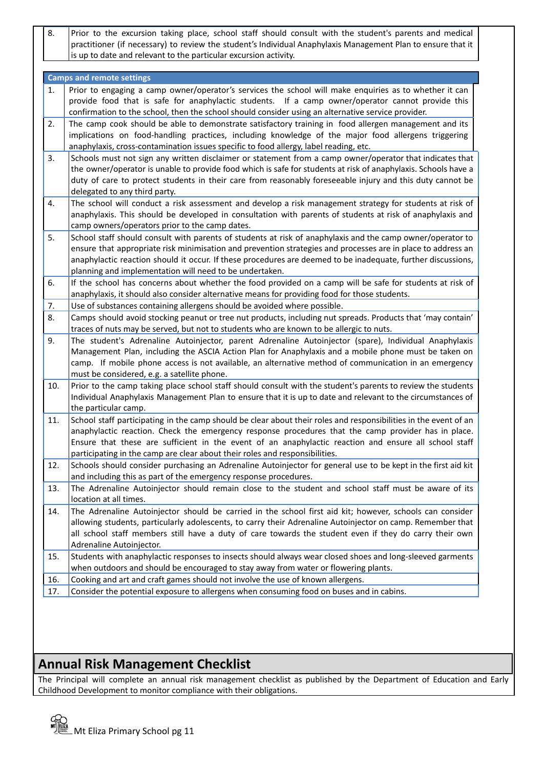| | |
|---|---|
| 8. | Prior to the excursion taking place, school staff should consult with the student's parents and medical practitioner (if necessary) to review the student's Individual Anaphylaxis Management Plan to ensure that it is up to date and relevant to the particular excursion activity. |

| **Camps and remote settings** | |
|---|---|
| 1. | Prior to engaging a camp owner/operator's services the school will make enquiries as to whether it can provide food that is safe for anaphylactic students. If a camp owner/operator cannot provide this confirmation to the school, then the school should consider using an alternative service provider. |
| 2. | The camp cook should be able to demonstrate satisfactory training in food allergen management and its implications on food-handling practices, including knowledge of the major food allergens triggering anaphylaxis, cross-contamination issues specific to food allergy, label reading, etc. |
| 3. | Schools must not sign any written disclaimer or statement from a camp owner/operator that indicates that the owner/operator is unable to provide food which is safe for students at risk of anaphylaxis. Schools have a duty of care to protect students in their care from reasonably foreseeable injury and this duty cannot be delegated to any third party. |
| 4. | The school will conduct a risk assessment and develop a risk management strategy for students at risk of anaphylaxis. This should be developed in consultation with parents of students at risk of anaphylaxis and camp owners/operators prior to the camp dates. |
| 5. | School staff should consult with parents of students at risk of anaphylaxis and the camp owner/operator to ensure that appropriate risk minimisation and prevention strategies and processes are in place to address an anaphylactic reaction should it occur. If these procedures are deemed to be inadequate, further discussions, planning and implementation will need to be undertaken. |
| 6. | If the school has concerns about whether the food provided on a camp will be safe for students at risk of anaphylaxis, it should also consider alternative means for providing food for those students. |
| 7. | Use of substances containing allergens should be avoided where possible. |
| 8. | Camps should avoid stocking peanut or tree nut products, including nut spreads. Products that 'may contain' traces of nuts may be served, but not to students who are known to be allergic to nuts. |
| 9. | The student's Adrenaline Autoinjector, parent Adrenaline Autoinjector (spare), Individual Anaphylaxis Management Plan, including the ASCIA Action Plan for Anaphylaxis and a mobile phone must be taken on camp. If mobile phone access is not available, an alternative method of communication in an emergency must be considered, e.g. a satellite phone. |
| 10. | Prior to the camp taking place school staff should consult with the student's parents to review the students Individual Anaphylaxis Management Plan to ensure that it is up to date and relevant to the circumstances of the particular camp. |
| 11. | School staff participating in the camp should be clear about their roles and responsibilities in the event of an anaphylactic reaction. Check the emergency response procedures that the camp provider has in place. Ensure that these are sufficient in the event of an anaphylactic reaction and ensure all school staff participating in the camp are clear about their roles and responsibilities. |
| 12. | Schools should consider purchasing an Adrenaline Autoinjector for general use to be kept in the first aid kit and including this as part of the emergency response procedures. |
| 13. | The Adrenaline Autoinjector should remain close to the student and school staff must be aware of its location at all times. |
| 14. | The Adrenaline Autoinjector should be carried in the school first aid kit; however, schools can consider allowing students, particularly adolescents, to carry their Adrenaline Autoinjector on camp. Remember that all school staff members still have a duty of care towards the student even if they do carry their own Adrenaline Autoinjector. |
| 15. | Students with anaphylactic responses to insects should always wear closed shoes and long-sleeved garments when outdoors and should be encouraged to stay away from water or flowering plants. |
| 16. | Cooking and art and craft games should not involve the use of known allergens. |
| 17. | Consider the potential exposure to allergens when consuming food on buses and in cabins. |

## Annual Risk Management Checklist

The Principal will complete an annual risk management checklist as published by the Department of Education and Early Childhood Development to monitor compliance with their obligations.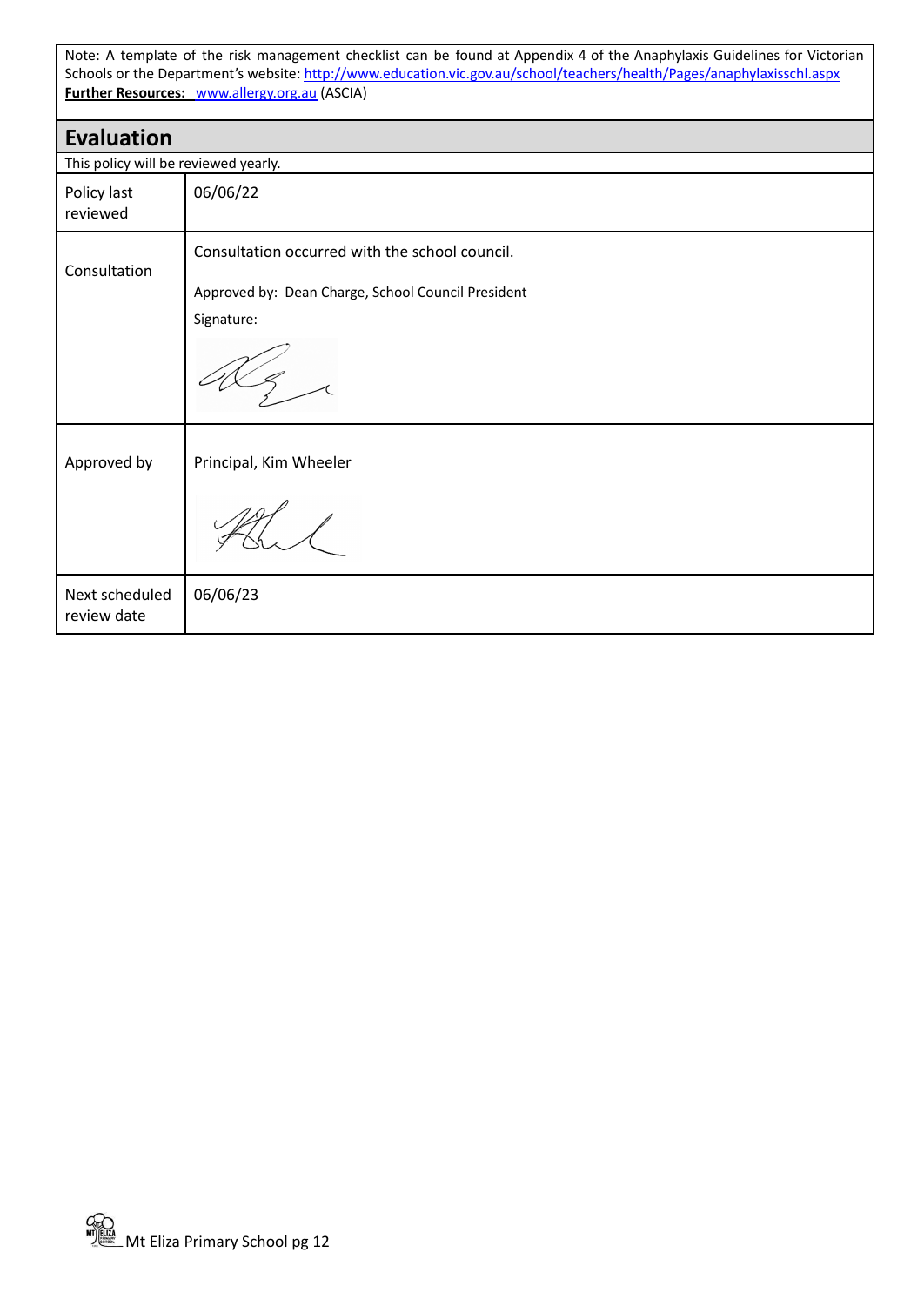Note: A template of the risk management checklist can be found at Appendix 4 of the Anaphylaxis Guidelines for Victorian Schools or the Department's website: http://www.education.vic.gov.au/school/teachers/health/Pages/anaphylaxisschl.aspx
**Further Resources:** www.allergy.org.au (ASCIA)

## Evaluation

This policy will be reviewed yearly.

| | |
|---|---|
| Policy last reviewed | 06/06/22 |
| Consultation | Consultation occurred with the school council.<br><br>Approved by: Dean Charge, School Council President<br><br>Signature: |
| Approved by | Principal, Kim Wheeler |
| Next scheduled review date | 06/06/23 |